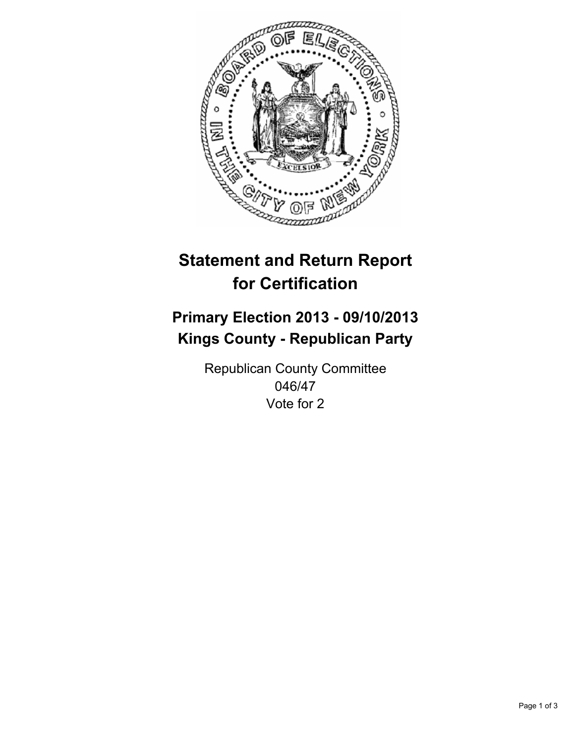# Statement and Return Report for Certification

## Primary Election 2013 - 09/10/2013
## Kings County - Republican Party

Republican County Committee
046/47
Vote for 2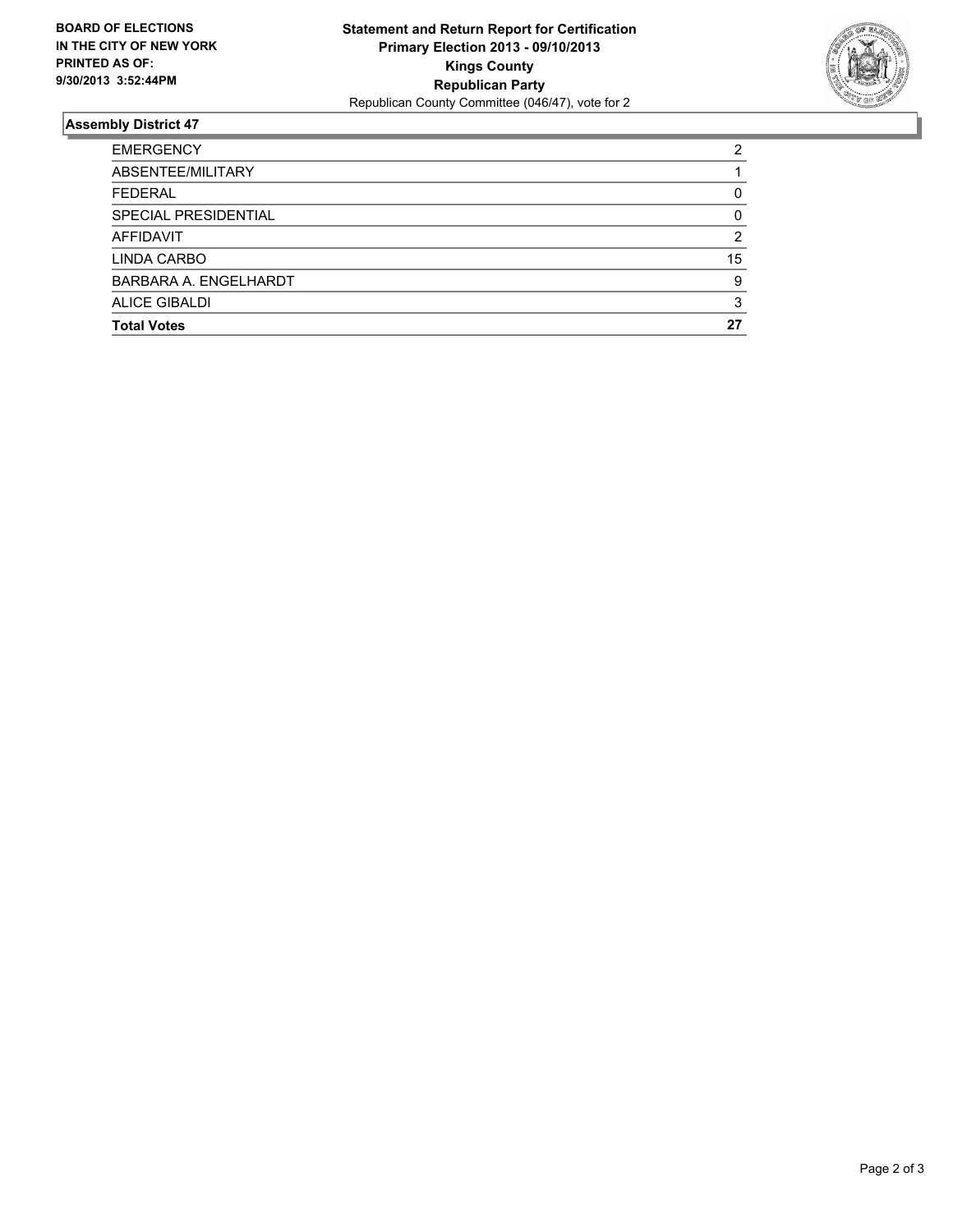**BOARD OF ELECTIONS IN THE CITY OF NEW YORK PRINTED AS OF: 9/30/2013 3:52:44PM**

**Statement and Return Report for Certification**
**Primary Election 2013 - 09/10/2013**
**Kings County**
**Republican Party**
Republican County Committee (046/47), vote for 2

## Assembly District 47

| | |
|---|---|
| EMERGENCY | 2 |
| ABSENTEE/MILITARY | 1 |
| FEDERAL | 0 |
| SPECIAL PRESIDENTIAL | 0 |
| AFFIDAVIT | 2 |
| LINDA CARBO | 15 |
| BARBARA A. ENGELHARDT | 9 |
| ALICE GIBALDI | 3 |
| **Total Votes** | **27** |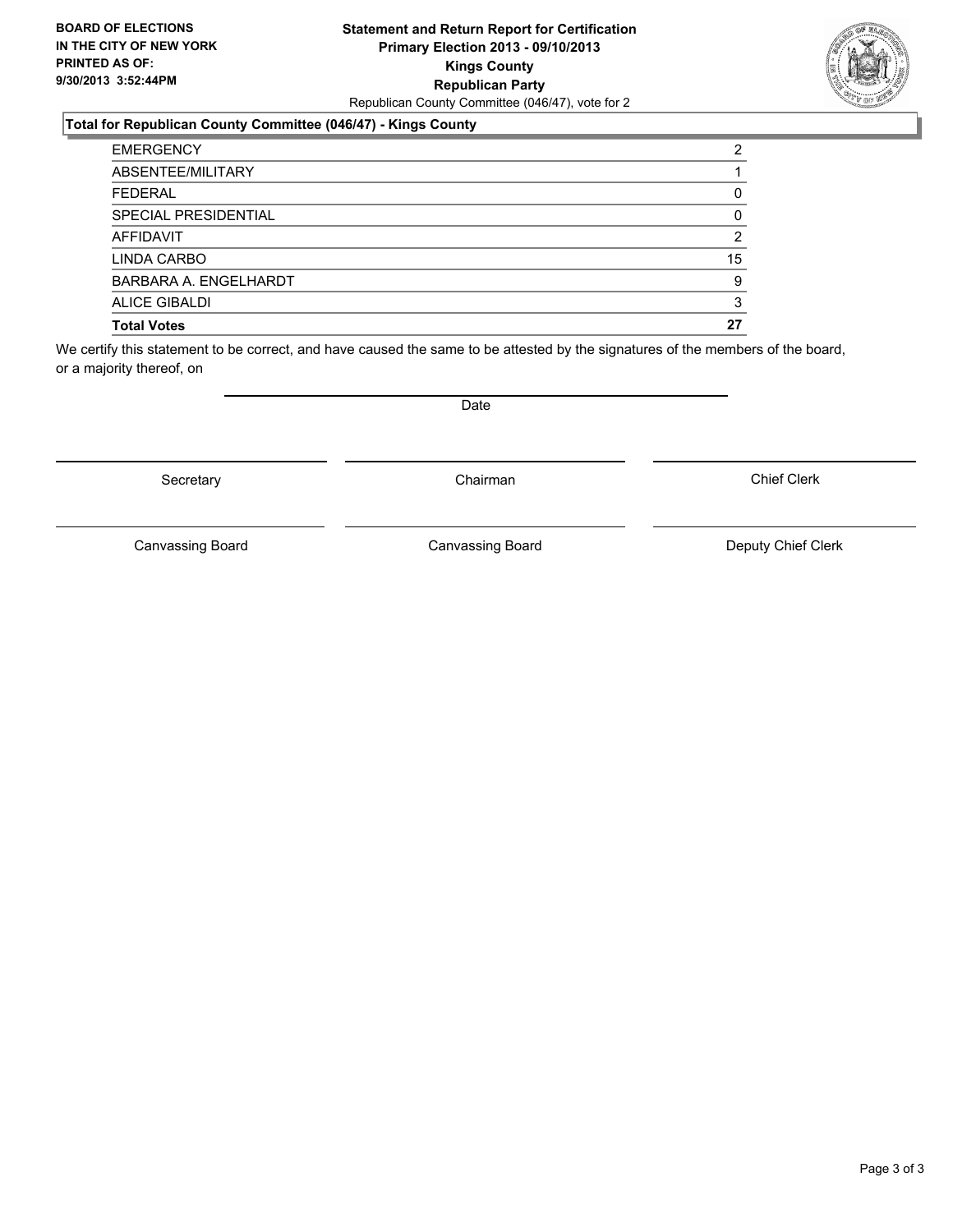**BOARD OF ELECTIONS IN THE CITY OF NEW YORK PRINTED AS OF: 9/30/2013 3:52:44PM**

# Statement and Return Report for Certification
## Primary Election 2013 - 09/10/2013
## Kings County
## Republican Party

Republican County Committee (046/47), vote for 2

### Total for Republican County Committee (046/47) - Kings County

| | |
|---|---|
| EMERGENCY | 2 |
| ABSENTEE/MILITARY | 1 |
| FEDERAL | 0 |
| SPECIAL PRESIDENTIAL | 0 |
| AFFIDAVIT | 2 |
| LINDA CARBO | 15 |
| BARBARA A. ENGELHARDT | 9 |
| ALICE GIBALDI | 3 |
| **Total Votes** | **27** |

We certify this statement to be correct, and have caused the same to be attested by the signatures of the members of the board, or a majority thereof, on

Date

Secretary | Chairman | Chief Clerk

Canvassing Board | Canvassing Board | Deputy Chief Clerk